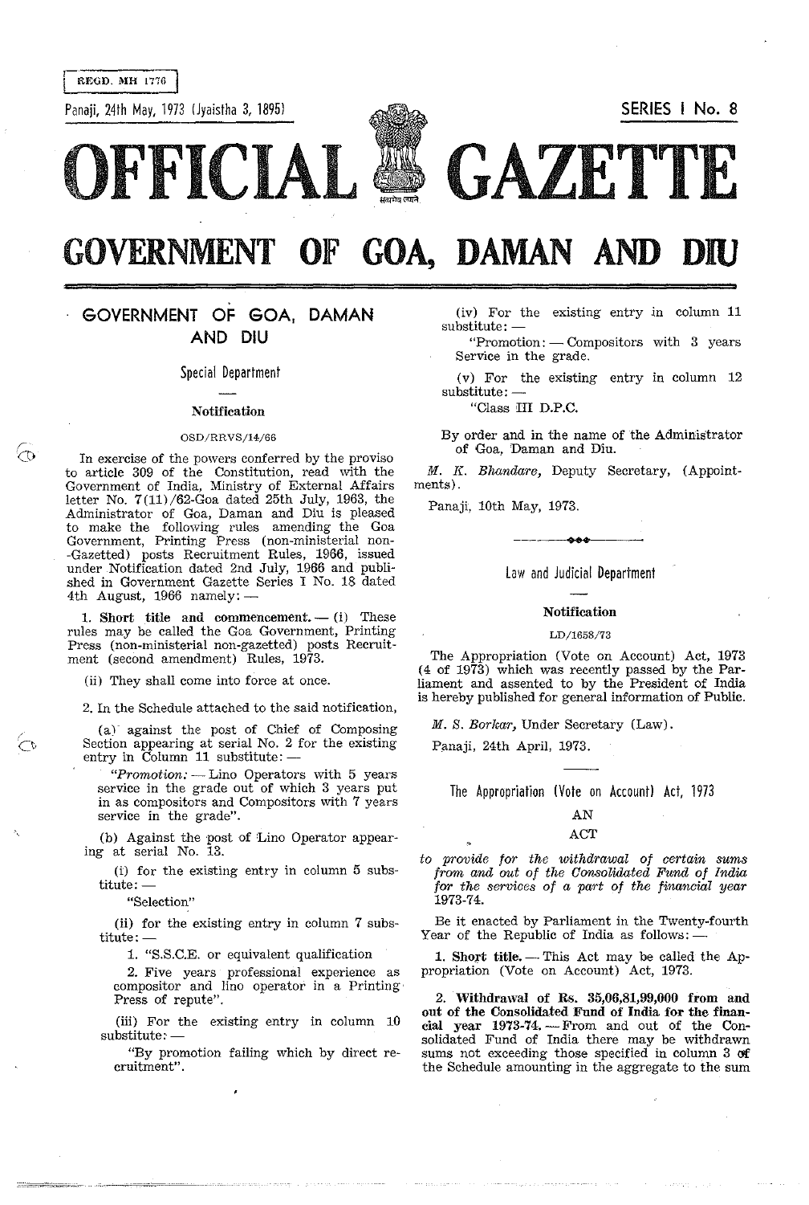REGD. MH 1776

Panaji, 24th May, 1973 (Jyaistha 3, 1895)

SERIES I No. 8

# OFFICIAL GAZETTE

# GOVERNMENT OF GOA, DAMAN AND DIU

## GOVERNMENT OF GOA, DAMAN AND DIU

### Special Department

**Notification**

OSD/RRVS/14/66

In exercise of the powers conferred by the proviso to article 309 of the Constitution, read with the Government of India, Ministry of External Affairs letter No. 7(11)/62-Goa dated 25th July, 1963, the Administrator of Goa, Daman and Diu is pleased to make the following rules amending the Goa Government, Printing Press (non-ministerial non-Gazetted) posts Recruitment Rules, 1966, issued under Notification dated 2nd July, 1966 and published in Government Gazette Series I No. 18 dated 4th August, 1966 namely: —

1. **Short title and commencement.** — (i) These rules may be called the Goa Government, Printing Press (non-ministerial non-gazetted) posts Recruitment (second amendment) Rules, 1973.

(ii) They shall come into force at once.

2. In the Schedule attached to the said notification,

(a) against the post of Chief of Composing Section appearing at serial No. 2 for the existing entry in Column 11 substitute: —

"*Promotion:* — Lino Operators with 5 years service in the grade out of which 3 years put in as compositors and Compositors with 7 years service in the grade".

(b) Against the post of Lino Operator appearing at serial No. 13.

(i) for the existing entry in column 5 substitute: —

"Selection"

(ii) for the existing entry in column 7 substitute: —

1. "S.S.C.E. or equivalent qualification

2. Five years professional experience as compositor and lino operator in a Printing Press of repute".

(iii) For the existing entry in column 10 substitute: —

"By promotion failing which by direct recruitment".

(iv) For the existing entry in column 11 substitute: —

"Promotion: — Compositors with 3 years Service in the grade.

(v) For the existing entry in column 12 substitute: —

"Class III D.P.C.

By order and in the name of the Administrator of Goa, Daman and Diu.

*M. K. Bhandare*, Deputy Secretary, (Appointments).

Panaji, 10th May, 1973.

---

### Law and Judicial Department

**Notification**

LD/1658/73

The Appropriation (Vote on Account) Act, 1973 (4 of 1973) which was recently passed by the Parliament and assented to by the President of India is hereby published for general information of Public.

*M. S. Borkar*, Under Secretary (Law).

Panaji, 24th April, 1973.

---

### The Appropriation (Vote on Account) Act, 1973

AN

ACT

*to provide for the withdrawal of certain sums from and out of the Consolidated Fund of India for the services of a part of the financial year 1973-74.*

Be it enacted by Parliament in the Twenty-fourth Year of the Republic of India as follows: —

1. **Short title.** — This Act may be called the Appropriation (Vote on Account) Act, 1973.

2. **Withdrawal of Rs. 35,06,81,99,000 from and out of the Consolidated Fund of India for the financial year 1973-74.** — From and out of the Consolidated Fund of India there may be withdrawn sums not exceeding those specified in column 3 of the Schedule amounting in the aggregate to the sum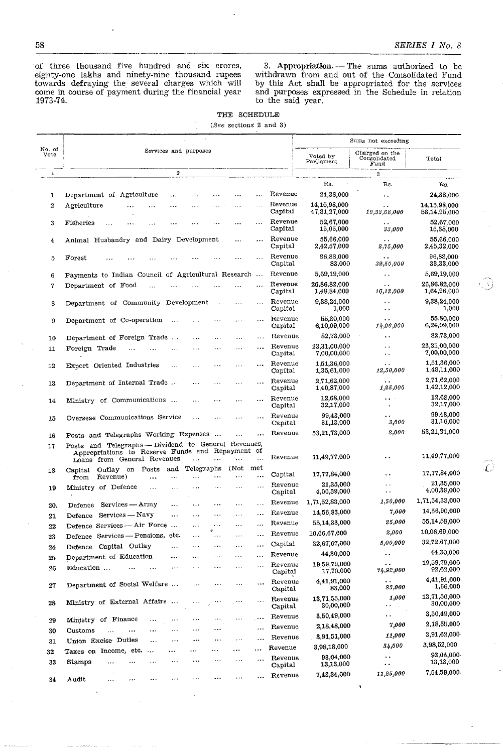of three thousand five hundred and six crores, eighty-one lakhs and ninety-nine thousand rupees towards defraying the several charges which will come in course of payment during the financial year 1973-74.

3. **Appropriation.** — The sums authorised to be withdrawn from and out of the Consolidated Fund by this Act shall be appropriated for the services and purposes expressed in the Schedule in relation to the said year.

THE SCHEDULE

(*See* sections 2 and 3)

| No. of Vote | Services and purposes | | Sums not exceeding | | |
|---|---|---|---|---|---|
| | | | Voted by Parliament | Charged on the Consolidated Fund | Total |
| 1 | 2 | | | 3 | |
| | | | Rs. | Rs. | Rs. |
| 1 | Department of Agriculture | Revenue | 24,38,000 | .. | 24,38,000 |
| 2 | Agriculture | Revenue | 14,15,98,000 | .. | 14,15,98,000 |
| | | Capital | 47,81,27,000 | 10,33,68,000 | 58,14,95,000 |
| 3 | Fisheries | Revenue | 52,67,000 | .. | 52,67,000 |
| | | Capital | 15,05,000 | 33,000 | 15,38,000 |
| 4 | Animal Husbandry and Dairy Development | Revenue | 55,66,000 | .. | 55,66,000 |
| | | Capital | 2,42,57,000 | 2,75,000 | 2,45,32,000 |
| 5 | Forest | Revenue | 96,88,000 | .. | 96,88,000 |
| | | Capital | 83,000 | 32,50,000 | 33,33,000 |
| 6 | Payments to Indian Council of Agricultural Research | Revenue | 5,69,19,000 | .. | 5,69,19,000 |
| 7 | Department of Food | Revenue | 26,86,82,000 | .. | 26,86,82,000 |
| | | Capital | 1,48,84,000 | 16,12,000 | 1,64,96,000 |
| 8 | Department of Community Development | Revenue | 9,38,24,000 | .. | 9,38,24,000 |
| | | Capital | 1,000 | .. | 1,000 |
| 9 | Department of Co-operation | Revenue | 55,80,000 | .. | 55,80,000 |
| | | Capital | 6,10,09,000 | 14,00,000 | 6,24,09,000 |
| 10 | Department of Foreign Trade | Revenue | 82,73,000 | .. | 82,73,000 |
| 11 | Foreign Trade | Revenue | 23,31,00,000 | .. | 23,31,00,000 |
| | | Capital | 7,00,00,000 | .. | 7,00,00,000 |
| 12 | Export Oriented Industries | Revenue | 1,51,36,000 | .. | 1,51,36,000 |
| | | Capital | 1,35,61,000 | 12,50,000 | 1,48,11,000 |
| 13 | Department of Internal Trade | Revenue | 2,71,62,000 | .. | 2,71,62,000 |
| | | Capital | 1,40,87,000 | 1,25,000 | 1,42,12,000 |
| 14 | Ministry of Communications | Revenue | 12,68,000 | .. | 12,68,000 |
| | | Capital | 32,17,000 | . | 32,17,000 |
| 15 | Overseas Communications Service | Revenue | 99,43,000 | .. | 99,43,000 |
| | | Capital | 31,13,000 | 3,000 | 31,16,000 |
| 16 | Posts and Telegraphs Working Expenses | Revenue | 53,21,73,000 | 8,000 | 53,21,81,000 |
| 17 | Posts and Telegraphs — Dividend to General Revenues, Appropriations to Reserve Funds and Repayment of Loans from General Revenues | Revenue | 11,49,77,000 | .. | 11,49,77,000 |
| 18 | Capital Outlay on Posts and Telegraphs (Not met from Revenue) | Capital | 17,77,84,000 | .. | 17,77,84,000 |
| 19 | Ministry of Defence | Revenue | 21,35,000 | .. | 21,35,000 |
| | | Capital | 4,00,39,000 | .. | 4,00,39,000 |
| 20 | Defence Services — Army | Revenue | 1,71,52,83,000 | 1,50,000 | 1,71,54,33,000 |
| 21 | Defence Services — Navy | Revenue | 14,56,83,000 | 7,000 | 14,56,90,000 |
| 22 | Defence Services — Air Force | Revenue | 55,14,33,000 | 25,000 | 55,14,58,000 |
| 23 | Defence Services — Pensions, etc. | Revenue | 10,06,67,000 | 2,000 | 10,06,69,000 |
| 24 | Defence Capital Outlay | Capital | 32,67,67,000 | 5,00,000 | 32,72,67,000 |
| 25 | Department of Education | Revenue | 44,30,000 | .. | 44,30,000 |
| 26 | Education | Revenue | 19,59,79,000 | .. | 19,59,79,000 |
| | | Capital | 17,70,000 | 74,92,000 | 92,62,000 |
| 27 | Department of Social Welfare | Revenue | 4,41,91,000 | .. | 4,41,91,000 |
| | | Capital | 83,000 | 83,000 | 1,66,000 |
| 28 | Ministry of External Affairs | Revenue | 13,71,55,000 | 1,000 | 13,71,56,000 |
| | | Capital | 30,00,000 | .. | 30,00,000 |
| 29 | Ministry of Finance | Revenue | 3,50,49,000 | .. | 3,50,49,000 |
| 30 | Customs | Revenue | 2,18,48,000 | 7,000 | 2,18,55,000 |
| 31 | Union Excise Duties | Revenue | 3,91,51,000 | 11,000 | 3,91,62,000 |
| 32 | Taxes on Income, etc. | Revenue | 3,98,18,000 | 34,000 | 3,98,52,000 |
| 33 | Stamps | Revenue | 93,04,000 | .. | 93,04,000 |
| | | Capital | 13,13,000 | .. | 13,13,000 |
| 34 | Audit | Revenue | 7,43,34,000 | 11,25,000 | 7,54,59,000 |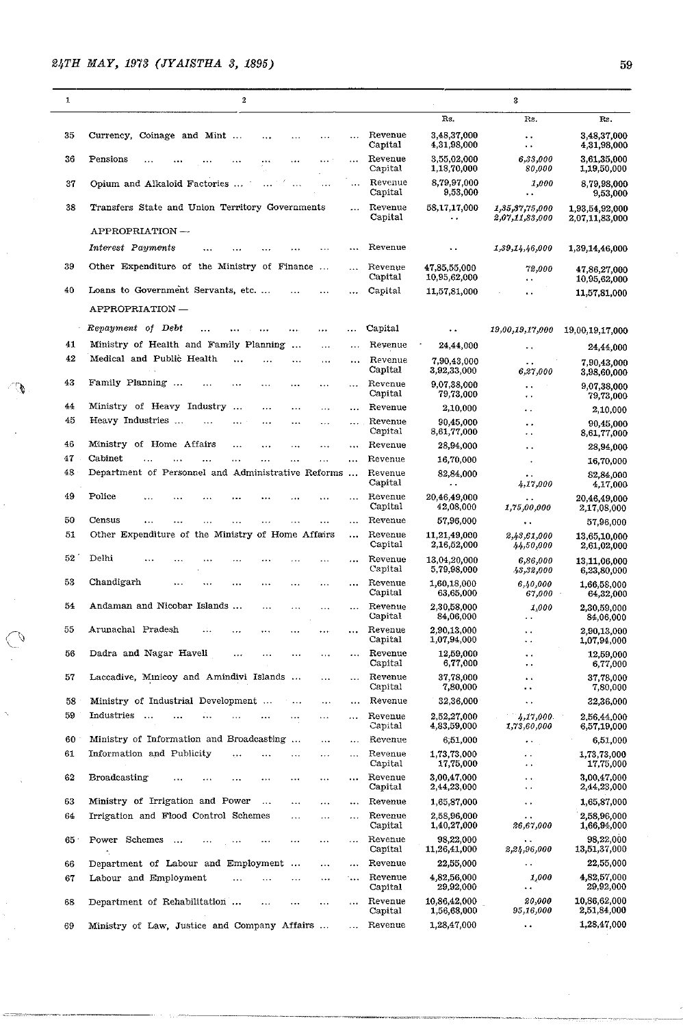| 1 | 2 | | 3 | | |
|---|---|---|---|---|---|
| | | | Rs. | Rs. | Rs. |
| 35 | Currency, Coinage and Mint ... | Revenue | 3,48,37,000 | .. | 3,48,37,000 |
| | | Capital | 4,31,98,000 | .. | 4,31,98,000 |
| 36 | Pensions ... | Revenue | 3,55,02,000 | *6,33,000* | 3,61,35,000 |
| | | Capital | 1,18,70,000 | *80,000* | 1,19,50,000 |
| 37 | Opium and Alkaloid Factories ... | Revenue | 8,79,97,000 | *1,000* | 8,79,98,000 |
| | | Capital | 9,53,000 | .. | 9,53,000 |
| 38 | Transfers State and Union Territory Governments ... | Revenue | 58,17,17,000 | *1,35,37,75,000* | 1,93,54,92,000 |
| | | Capital | .. | *2,07,11,83,000* | 2,07,11,83,000 |
| | APPROPRIATION— | | | | |
| | *Interest Payments* ... | Revenue | .. | *1,39,14,46,000* | 1,39,14,46,000 |
| 39 | Other Expenditure of the Ministry of Finance ... | Revenue | 47,85,55,000 | *72,000* | 47,86,27,000 |
| | | Capital | 10,95,62,000 | .. | 10,95,62,000 |
| 40 | Loans to Government Servants, etc. ... | Capital | 11,57,81,000 | .. | 11,57,81,000 |
| | APPROPRIATION— | | | | |
| | *Repayment of Debt* ... | Capital | .. | *19,00,19,17,000* | 19,00,19,17,000 |
| 41 | Ministry of Health and Family Planning ... | Revenue | 24,44,000 | .. | 24,44,000 |
| 42 | Medical and Public Health ... | Revenue | 7,90,43,000 | .. | 7,90,43,000 |
| | | Capital | 3,92,33,000 | *6,27,000* | 3,98,60,000 |
| 43 | Family Planning ... | Revenue | 9,07,38,000 | .. | 9,07,38,000 |
| | | Capital | 79,73,000 | .. | 79,73,000 |
| 44 | Ministry of Heavy Industry ... | Revenue | 2,10,000 | .. | 2,10,000 |
| 45 | Heavy Industries ... | Revenue | 90,45,000 | .. | 90,45,000 |
| | | Capital | 8,61,77,000 | .. | 8,61,77,000 |
| 46 | Ministry of Home Affairs ... | Revenue | 28,94,000 | .. | 28,94,000 |
| 47 | Cabinet ... | Revenue | 16,70,000 | . | 16,70,000 |
| 48 | Department of Personnel and Administrative Reforms ... | Revenue | 82,84,000 | .. | 82,84,000 |
| | | Capital | .. | *4,17,000* | 4,17,000 |
| 49 | Police ... | Revenue | 20,46,49,000 | .. | 20,46,49,000 |
| | | Capital | 42,08,000 | *1,75,00,000* | 2,17,08,000 |
| 50 | Census ... | Revenue | 57,96,000 | .. | 57,96,000 |
| 51 | Other Expenditure of the Ministry of Home Affairs ... | Revenue | 11,21,49,000 | *2,43,61,000* | 13,65,10,000 |
| | | Capital | 2,16,52,000 | *44,50,000* | 2,61,02,000 |
| 52 | Delhi ... | Revenue | 13,04,20,000 | *6,86,000* | 13,11,06,000 |
| | | Capital | 5,79,98,000 | *43,32,000* | 6,23,80,000 |
| 53 | Chandigarh ... | Revenue | 1,60,18,000 | *6,40,000* | 1,66,58,000 |
| | | Capital | 63,65,000 | *67,000* | 64,32,000 |
| 54 | Andaman and Nicobar Islands ... | Revenue | 2,30,58,000 | *1,000* | 2,30,59,000 |
| | | Capital | 84,06,000 | .. | 84,06,000 |
| 55 | Arunachal Pradesh ... | Revenue | 2,90,13,000 | .. | 2,90,13,000 |
| | | Capital | 1,07,94,000 | .. | 1,07,94,000 |
| 56 | Dadra and Nagar Haveli ... | Revenue | 12,59,000 | .. | 12,59,000 |
| | | Capital | 6,77,000 | .. | 6,77,000 |
| 57 | Laccadive, Minicoy and Amindivi Islands ... | Revenue | 37,78,000 | .. | 37,78,000 |
| | | Capital | 7,80,000 | .. | 7,80,000 |
| 58 | Ministry of Industrial Development ... | Revenue | 32,36,000 | .. | 32,36,000 |
| 59 | Industries ... | Revenue | 2,52,27,000 | *4,17,000* | 2,56,44,000 |
| | | Capital | 4,83,59,000 | *1,73,60,000* | 6,57,19,000 |
| 60 | Ministry of Information and Broadcasting ... | Revenue | 6,51,000 | .. | 6,51,000 |
| 61 | Information and Publicity ... | Revenue | 1,73,73,000 | .. | 1,73,73,000 |
| | | Capital | 17,75,000 | .. | 17,75,000 |
| 62 | Broadcasting ... | Revenue | 3,00,47,000 | .. | 3,00,47,000 |
| | | Capital | 2,44,23,000 | .. | 2,44,23,000 |
| 63 | Ministry of Irrigation and Power ... | Revenue | 1,65,87,000 | .. | 1,65,87,000 |
| 64 | Irrigation and Flood Control Schemes ... | Revenue | 2,58,96,000 | .. | 2,58,96,000 |
| | | Capital | 1,40,27,000 | *26,67,000* | 1,66,94,000 |
| 65 | Power Schemes ... | Revenue | 98,22,000 | .. | 98,22,000 |
| | | Capital | 11,26,41,000 | *2,24,96,000* | 13,51,37,000 |
| 66 | Department of Labour and Employment ... | Revenue | 22,55,000 | .. | 22,55,000 |
| 67 | Labour and Employment ... | Revenue | 4,82,56,000 | *1,000* | 4,82,57,000 |
| | | Capital | 29,92,000 | .. | 29,92,000 |
| 68 | Department of Rehabilitation ... | Revenue | 10,86,42,000 | *20,000* | 10,86,62,000 |
| | | Capital | 1,56,68,000 | *95,16,000* | 2,51,84,000 |
| 69 | Ministry of Law, Justice and Company Affairs ... | Revenue | 1,28,47,000 | .. | 1,28,47,000 |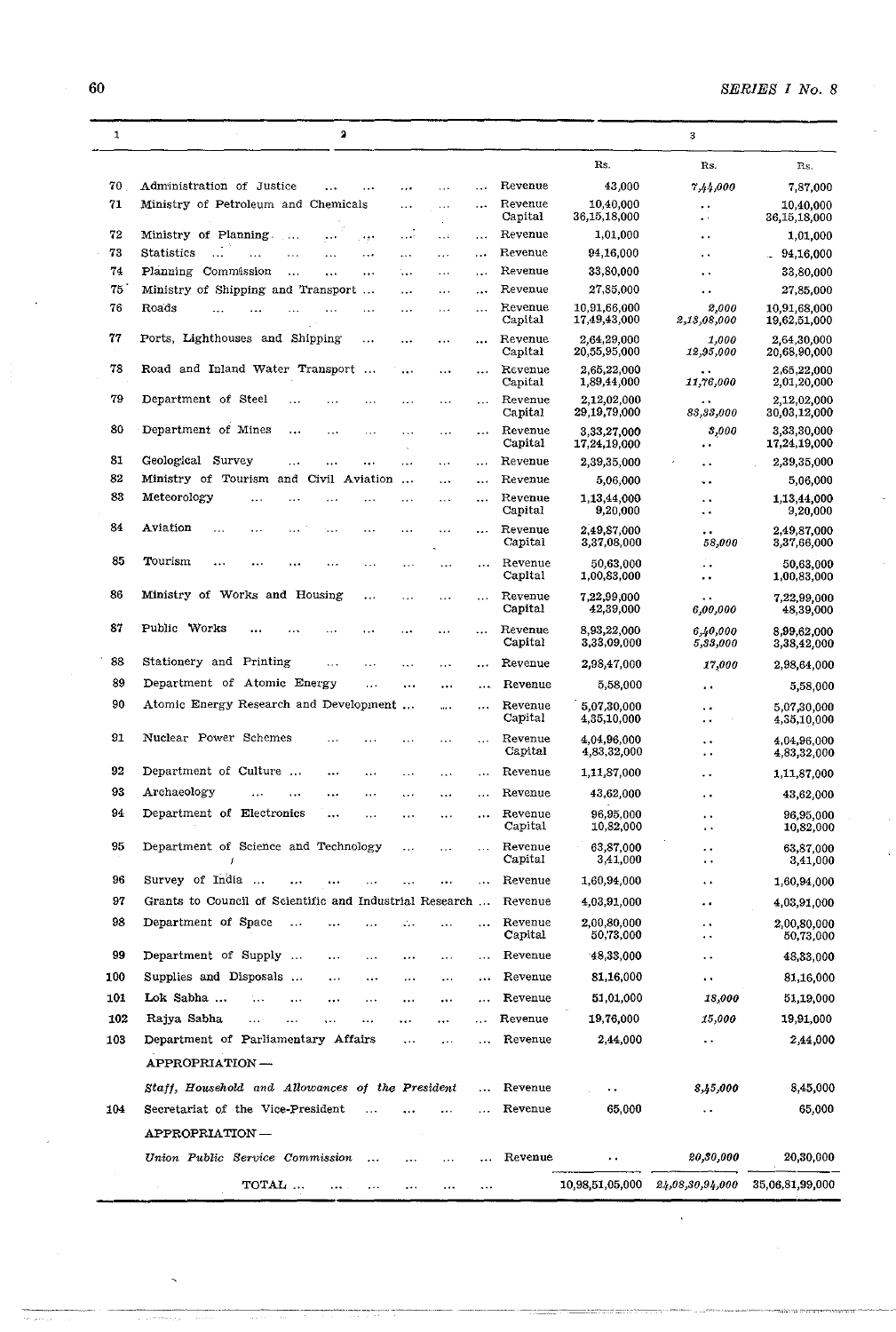| 1 | 2 | | 3 | | |
|---|---|---|---|---|---|
| | | | Rs. | Rs. | Rs. |
| 70 | Administration of Justice ... ... ... ... ... | Revenue | 43,000 | *7,44,000* | 7,87,000 |
| 71 | Ministry of Petroleum and Chemicals ... ... ... | Revenue<br>Capital | 10,40,000<br>36,15,18,000 | . .<br>. . | 10,40,000<br>36,15,18,000 |
| 72 | Ministry of Planning ... ... ... ... ... | Revenue | 1,01,000 | . . | 1,01,000 |
| 73 | Statistics ... ... ... ... ... ... ... | Revenue | 94,16,000 | . . | 94,16,000 |
| 74 | Planning Commission ... ... ... ... ... ... | Revenue | 33,80,000 | . . | 33,80,000 |
| 75 | Ministry of Shipping and Transport ... ... ... | Revenue | 27,85,000 | . . | 27,85,000 |
| 76 | Roads ... ... ... ... ... ... ... ... | Revenue<br>Capital | 10,91,66,000<br>17,49,43,000 | *2,000*<br>*2,13,08,000* | 10,91,68,000<br>19,62,51,000 |
| 77 | Ports, Lighthouses and Shipping ... ... ... ... | Revenue<br>Capital | 2,64,29,000<br>20,55,95,000 | *1,000*<br>*12,95,000* | 2,64,30,000<br>20,68,90,000 |
| 78 | Road and Inland Water Transport ... ... ... ... | Revenue<br>Capital | 2,65,22,000<br>1,89,44,000 | . .<br>*11,76,000* | 2,65,22,000<br>2,01,20,000 |
| 79 | Department of Steel ... ... ... ... ... ... | Revenue<br>Capital | 2,12,02,000<br>29,19,79,000 | . .<br>*83,33,000* | 2,12,02,000<br>30,03,12,000 |
| 80 | Department of Mines ... ... ... ... ... ... | Revenue<br>Capital | 3,33,27,000<br>17,24,19,000 | *3,000*<br>. . | 3,33,30,000<br>17,24,19,000 |
| 81 | Geological Survey ... ... ... ... ... ... | Revenue | 2,39,35,000 | . . | 2,39,35,000 |
| 82 | Ministry of Tourism and Civil Aviation ... ... ... | Revenue | 5,06,000 | . . | 5,06,000 |
| 83 | Meteorology ... ... ... ... ... ... ... | Revenue<br>Capital | 1,13,44,000<br>9,20,000 | . .<br>. . | 1,13,44,000<br>9,20,000 |
| 84 | Aviation ... ... ... ... ... ... ... ... | Revenue<br>Capital | 2,49,87,000<br>3,37,08,000 | . .<br>*58,000* | 2,49,87,000<br>3,37,66,000 |
| 85 | Tourism ... ... ... ... ... ... ... ... | Revenue<br>Capital | 50,63,000<br>1,00,83,000 | . .<br>. . | 50,63,000<br>1,00,83,000 |
| 86 | Ministry of Works and Housing ... ... ... ... | Revenue<br>Capital | 7,22,99,000<br>42,39,000 | . .<br>*6,00,000* | 7,22,99,000<br>48,39,000 |
| 87 | Public Works ... ... ... ... ... ... ... | Revenue<br>Capital | 8,93,22,000<br>3,33,09,000 | *6,40,000*<br>*5,33,000* | 8,99,62,000<br>3,38,42,000 |
| 88 | Stationery and Printing ... ... ... ... ... | Revenue | 2,98,47,000 | *17,000* | 2,98,64,000 |
| 89 | Department of Atomic Energy ... ... ... ... | Revenue | 5,58,000 | . . | 5,58,000 |
| 90 | Atomic Energy Research and Development ... ... ... | Revenue<br>Capital | 5,07,30,000<br>4,35,10,000 | . .<br>. . | 5,07,30,000<br>4,35,10,000 |
| 91 | Nuclear Power Schemes ... ... ... ... ... | Revenue<br>Capital | 4,04,96,000<br>4,83,32,000 | . .<br>. . | 4,04,96,000<br>4,83,32,000 |
| 92 | Department of Culture ... ... ... ... ... ... | Revenue | 1,11,87,000 | . . | 1,11,87,000 |
| 93 | Archaeology ... ... ... ... ... ... ... | Revenue | 43,62,000 | . . | 43,62,000 |
| 94 | Department of Electronics ... ... ... ... ... | Revenue<br>Capital | 96,95,000<br>10,82,000 | . .<br>. . | 96,95,000<br>10,82,000 |
| 95 | Department of Science and Technology ... ... ... | Revenue<br>Capital | 63,87,000<br>3,41,000 | . .<br>. . | 63,87,000<br>3,41,000 |
| 96 | Survey of India ... ... ... ... ... ... ... | Revenue | 1,60,94,000 | . . | 1,60,94,000 |
| 97 | Grants to Council of Scientific and Industrial Research ... | Revenue | 4,03,91,000 | . . | 4,03,91,000 |
| 98 | Department of Space ... ... ... ... ... ... | Revenue<br>Capital | 2,00,80,000<br>50,73,000 | . .<br>. . | 2,00,80,000<br>50,73,000 |
| 99 | Department of Supply ... ... ... ... ... ... | Revenue | 48,33,000 | . . | 48,33,000 |
| 100 | Supplies and Disposals ... ... ... ... ... ... | Revenue | 81,16,000 | . . | 81,16,000 |
| 101 | Lok Sabha ... ... ... ... ... ... ... | Revenue | 51,01,000 | *18,000* | 51,19,000 |
| 102 | Rajya Sabha ... ... ... ... ... ... ... | Revenue | 19,76,000 | *15,000* | 19,91,000 |
| 103 | Department of Parliamentary Affairs ... ... ... | Revenue | 2,44,000 | . . | 2,44,000 |
| | APPROPRIATION— | | | | |
| | *Staff, Household and Allowances of the President* ... | Revenue | . . | *8,45,000* | 8,45,000 |
| 104 | Secretariat of the Vice-President ... ... ... ... | Revenue | 65,000 | . . | 65,000 |
| | APPROPRIATION— | | | | |
| | *Union Public Service Commission* ... ... ... ... | Revenue | . . | *20,30,000* | 20,30,000 |
| | TOTAL ... ... ... ... ... ... | | 10,98,51,05,000 | *24,08,30,94,000* | 35,06,81,99,000 |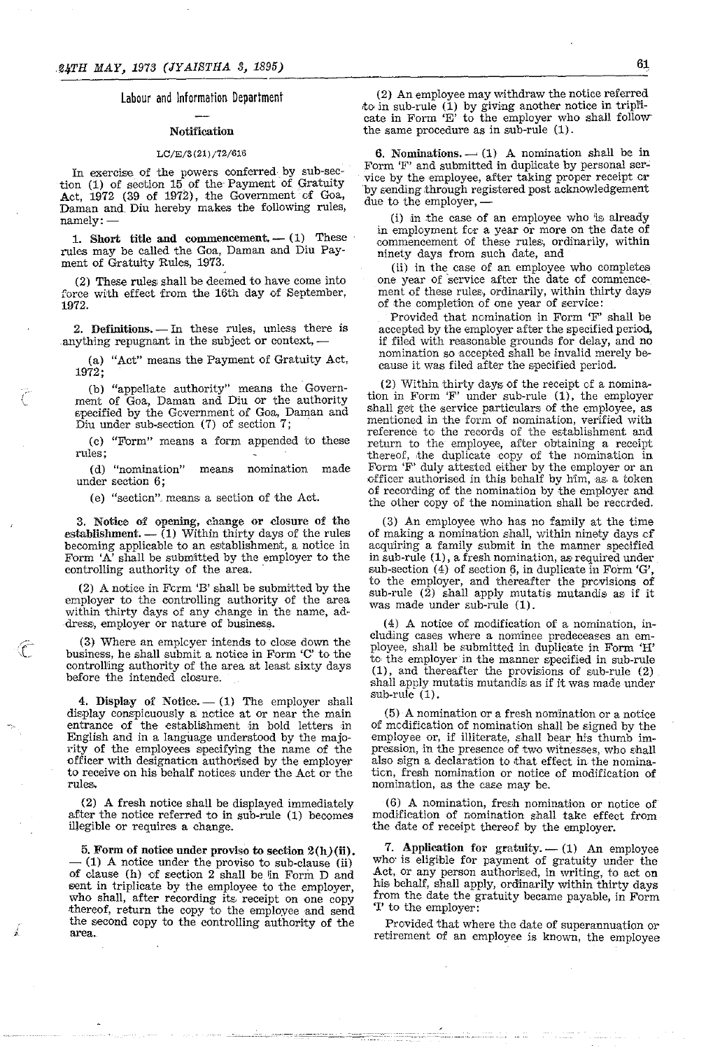## Labour and Information Department

### Notification

LC/E/3(21)/72/616

In exercise of the powers conferred by sub-section (1) of section 15 of the Payment of Gratuity Act, 1972 (39 of 1972), the Government of Goa, Daman and Diu hereby makes the following rules, namely: —

1. **Short title and commencement.** — (1) These rules may be called the Goa, Daman and Diu Payment of Gratuity Rules, 1973.

(2) These rules shall be deemed to have come into force with effect from the 16th day of September, 1972.

2. **Definitions.** — In these rules, unless there is anything repugnant in the subject or context, —

(a) "Act" means the Payment of Gratuity Act, 1972;

(b) "appellate authority" means the Government of Goa, Daman and Diu or the authority specified by the Government of Goa, Daman and Diu under sub-section (7) of section 7;

(c) "Form" means a form appended to these rules;

(d) "nomination" means nomination made under section 6;

(e) "section" means a section of the Act.

3. **Notice of opening, change or closure of the establishment.** — (1) Within thirty days of the rules becoming applicable to an establishment, a notice in Form 'A' shall be submitted by the employer to the controlling authority of the area.

(2) A notice in Form 'B' shall be submitted by the employer to the controlling authority of the area within thirty days of any change in the name, address, employer or nature of business.

(3) Where an employer intends to close down the business, he shall submit a notice in Form 'C' to the controlling authority of the area at least sixty days before the intended closure.

4. **Display of Notice.** — (1) The employer shall display conspicuously a notice at or near the main entrance of the establishment in bold letters in English and in a language understood by the majority of the employees specifying the name of the officer with designation authorised by the employer to receive on his behalf notices under the Act or the rules.

(2) A fresh notice shall be displayed immediately after the notice referred to in sub-rule (1) becomes illegible or requires a change.

5. **Form of notice under proviso to section 2(h)(ii).** — (1) A notice under the proviso to sub-clause (ii) of clause (h) of section 2 shall be in Form D and sent in triplicate by the employee to the employer, who shall, after recording its receipt on one copy thereof, return the copy to the employee and send the second copy to the controlling authority of the area.

(2) An employee may withdraw the notice referred to in sub-rule (1) by giving another notice in triplicate in Form 'E' to the employer who shall follow the same procedure as in sub-rule (1).

6. **Nominations.** — (1) A nomination shall be in Form 'F' and submitted in duplicate by personal service by the employee, after taking proper receipt or by sending through registered post acknowledgement due to the employer, —

(i) in the case of an employee who is already in employment for a year or more on the date of commencement of these rules, ordinarily, within ninety days from such date, and

(ii) in the case of an employee who completes one year of service after the date of commencement of these rules, ordinarily, within thirty days of the completion of one year of service:

Provided that nomination in Form 'F' shall be accepted by the employer after the specified period, if filed with reasonable grounds for delay, and no nomination so accepted shall be invalid merely because it was filed after the specified period.

(2) Within thirty days of the receipt of a nomination in Form 'F' under sub-rule (1), the employer shall get the service particulars of the employee, as mentioned in the form of nomination, verified with reference to the records of the establishment and return to the employee, after obtaining a receipt thereof, the duplicate copy of the nomination in Form 'F' duly attested either by the employer or an officer authorised in this behalf by him, as a token of recording of the nomination by the employer and the other copy of the nomination shall be recorded.

(3) An employee who has no family at the time of making a nomination shall, within ninety days of acquiring a family submit in the manner specified in sub-rule (1), a fresh nomination, as required under sub-section (4) of section 6, in duplicate in Form 'G', to the employer, and thereafter the provisions of sub-rule (2) shall apply mutatis mutandis as if it was made under sub-rule (1).

(4) A notice of modification of a nomination, including cases where a nominee predeceases an employee, shall be submitted in duplicate in Form 'H' to the employer in the manner specified in sub-rule (1), and thereafter the provisions of sub-rule (2) shall apply mutatis mutandis as if it was made under sub-rule (1).

(5) A nomination or a fresh nomination or a notice of modification of nomination shall be signed by the employee or, if illiterate, shall bear his thumb impression, in the presence of two witnesses, who shall also sign a declaration to that effect in the nomination, fresh nomination or notice of modification of nomination, as the case may be.

(6) A nomination, fresh nomination or notice of modification of nomination shall take effect from the date of receipt thereof by the employer.

7. **Application for gratuity.** — (1) An employee who is eligible for payment of gratuity under the Act, or any person authorised, in writing, to act on his behalf, shall apply, ordinarily within thirty days from the date the gratuity became payable, in Form 'I' to the employer:

Provided that where the date of superannuation or retirement of an employee is known, the employee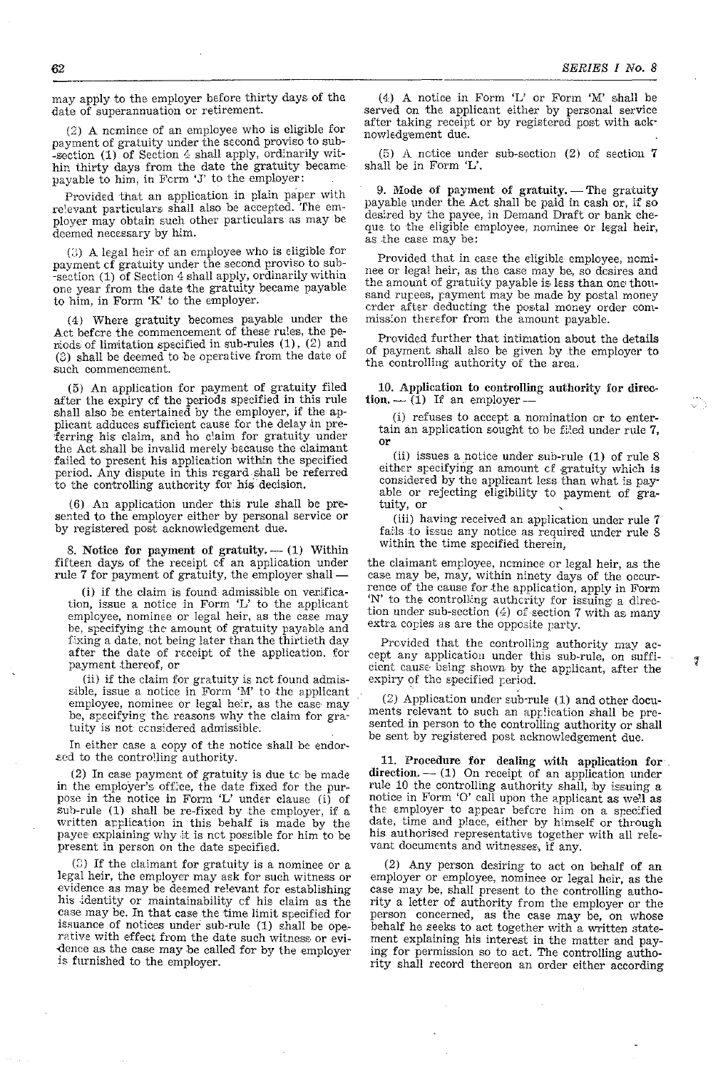may apply to the employer before thirty days of the date of superannuation or retirement.

(2) A nominee of an employee who is eligible for payment of gratuity under the second proviso to sub-section (1) of Section 4 shall apply, ordinarily within thirty days from the date the gratuity became payable to him, in Form 'J' to the employer:

Provided that an application in plain paper with relevant particulars shall also be accepted. The employer may obtain such other particulars as may be deemed necessary by him.

(3) A legal heir of an employee who is eligible for payment of gratuity under the second proviso to sub-section (1) of Section 4 shall apply, ordinarily within one year from the date the gratuity became payable to him, in Form 'K' to the employer.

(4) Where gratuity becomes payable under the Act before the commencement of these rules, the periods of limitation specified in sub-rules (1), (2) and (3) shall be deemed to be operative from the date of such commencement.

(5) An application for payment of gratuity filed after the expiry of the periods specified in this rule shall also be entertained by the employer, if the applicant adduces sufficient cause for the delay in preferring his claim, and no claim for gratuity under the Act shall be invalid merely because the claimant failed to present his application within the specified period. Any dispute in this regard shall be referred to the controlling authority for his decision.

(6) An application under this rule shall be presented to the employer either by personal service or by registered post acknowledgement due.

**8. Notice for payment of gratuity.** — (1) Within fifteen days of the receipt of an application under rule 7 for payment of gratuity, the employer shall —

(i) if the claim is found admissible on verification, issue a notice in Form 'L' to the applicant employee, nominee or legal heir, as the case may be, specifying the amount of gratuity payable and fixing a date, not being later than the thirtieth day after the date of receipt of the application, for payment thereof, or

(ii) if the claim for gratuity is not found admissible, issue a notice in Form 'M' to the applicant employee, nominee or legal heir, as the case may be, specifying the reasons why the claim for gratuity is not considered admissible.

In either case a copy of the notice shall be endorsed to the controlling authority.

(2) In case payment of gratuity is due to be made in the employer's office, the date fixed for the purpose in the notice in Form 'L' under clause (i) of sub-rule (1) shall be re-fixed by the employer, if a written application in this behalf is made by the payee explaining why it is not possible for him to be present in person on the date specified.

(3) If the claimant for gratuity is a nominee or a legal heir, the employer may ask for such witness or evidence as may be deemed relevant for establishing his identity or maintainability of his claim as the case may be. In that case the time limit specified for issuance of notices under sub-rule (1) shall be operative with effect from the date such witness or evidence as the case may be called for by the employer is furnished to the employer.

(4) A notice in Form 'L' or Form 'M' shall be served on the applicant either by personal service after taking receipt or by registered post with acknowledgement due.

(5) A notice under sub-section (2) of section 7 shall be in Form 'L'.

**9. Mode of payment of gratuity.** — The gratuity payable under the Act shall be paid in cash or, if so desired by the payee, in Demand Draft or bank cheque to the eligible employee, nominee or legal heir, as the case may be:

Provided that in case the eligible employee, nominee or legal heir, as the case may be, so desires and the amount of gratuity payable is less than one thousand rupees, payment may be made by postal money order after deducting the postal money order commission therefor from the amount payable.

Provided further that intimation about the details of payment shall also be given by the employer to the controlling authority of the area.

**10. Application to controlling authority for direction.** — (1) If an employer —

(i) refuses to accept a nomination or to entertain an application sought to be filed under rule 7, or

(ii) issues a notice under sub-rule (1) of rule 8 either specifying an amount of gratuity which is considered by the applicant less than what is payable or rejecting eligibility to payment of gratuity, or

(iii) having received an application under rule 7 fails to issue any notice as required under rule 8 within the time specified therein,

the claimant employee, nominee or legal heir, as the case may be, may, within ninety days of the occurrence of the cause for the application, apply in Form 'N' to the controlling authority for issuing a direction under sub-section (4) of section 7 with as many extra copies as are the opposite party.

Provided that the controlling authority may accept any application under this sub-rule, on sufficient cause being shown by the applicant, after the expiry of the specified period.

(2) Application under sub-rule (1) and other documents relevant to such an application shall be presented in person to the controlling authority or shall be sent by registered post acknowledgement due.

**11. Procedure for dealing with application for direction.** — (1) On receipt of an application under rule 10 the controlling authority shall, by issuing a notice in Form 'O' call upon the applicant as well as the employer to appear before him on a specified date, time and place, either by himself or through his authorised representative together with all relevant documents and witnesses, if any.

(2) Any person desiring to act on behalf of an employer or employee, nominee or legal heir, as the case may be, shall present to the controlling authority a letter of authority from the employer or the person concerned, as the case may be, on whose behalf he seeks to act together with a written statement explaining his interest in the matter and paying for permission so to act. The controlling authority shall record thereon an order either according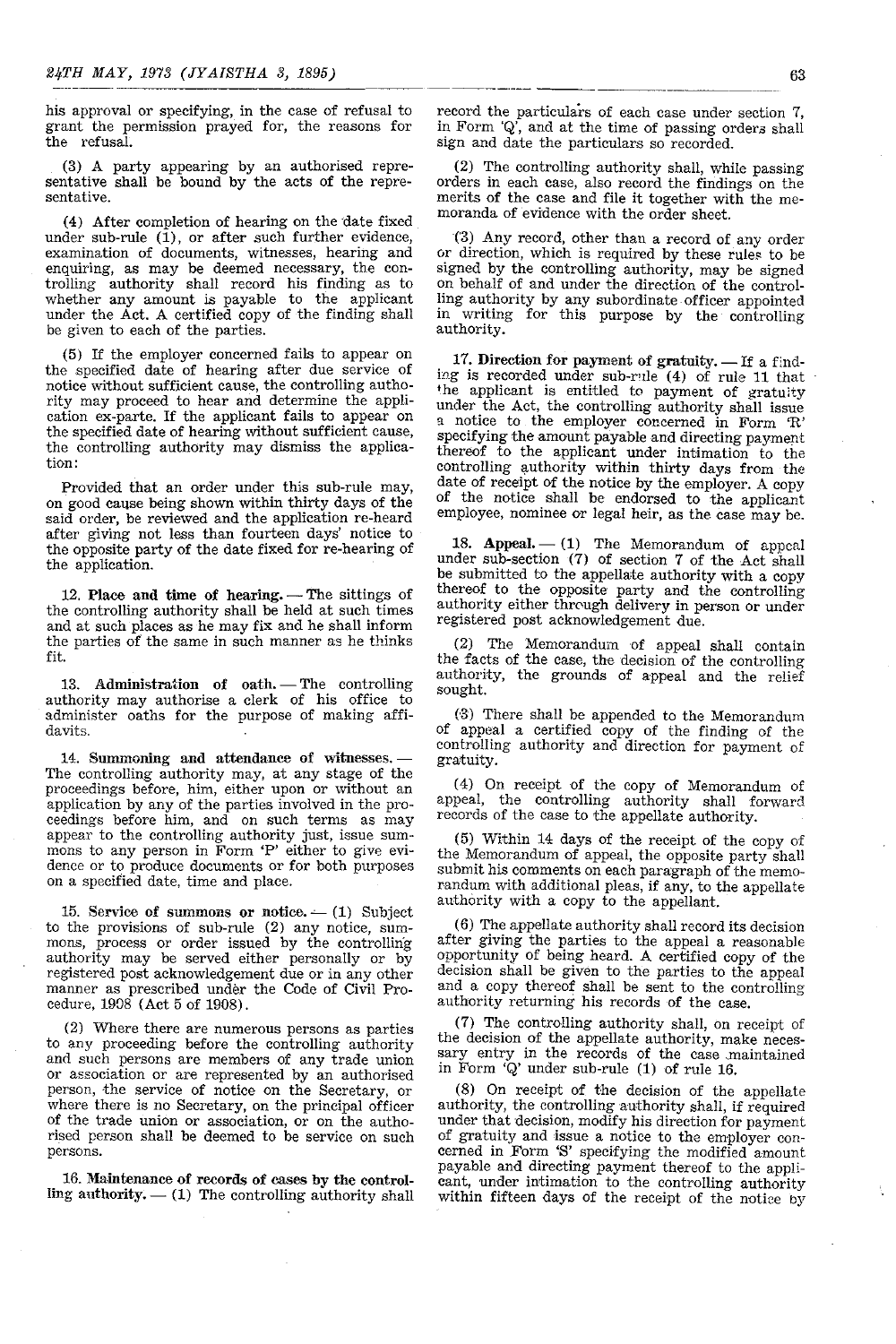his approval or specifying, in the case of refusal to grant the permission prayed for, the reasons for the refusal.

(3) A party appearing by an authorised representative shall be bound by the acts of the representative.

(4) After completion of hearing on the date fixed under sub-rule (1), or after such further evidence, examination of documents, witnesses, hearing and enquiring, as may be deemed necessary, the controlling authority shall record his finding as to whether any amount is payable to the applicant under the Act. A certified copy of the finding shall be given to each of the parties.

(5) If the employer concerned fails to appear on the specified date of hearing after due service of notice without sufficient cause, the controlling authority may proceed to hear and determine the application ex-parte. If the applicant fails to appear on the specified date of hearing without sufficient cause, the controlling authority may dismiss the application:

Provided that an order under this sub-rule may, on good cause being shown within thirty days of the said order, be reviewed and the application re-heard after giving not less than fourteen days' notice to the opposite party of the date fixed for re-hearing of the application.

**12. Place and time of hearing.** — The sittings of the controlling authority shall be held at such times and at such places as he may fix and he shall inform the parties of the same in such manner as he thinks fit.

**13. Administration of oath.** — The controlling authority may authorise a clerk of his office to administer oaths for the purpose of making affidavits.

**14. Summoning and attendance of witnesses.** — The controlling authority may, at any stage of the proceedings before, him, either upon or without an application by any of the parties involved in the proceedings before him, and on such terms as may appear to the controlling authority just, issue summons to any person in Form 'P' either to give evidence or to produce documents or for both purposes on a specified date, time and place.

**15. Service of summons or notice.** — (1) Subject to the provisions of sub-rule (2) any notice, summons, process or order issued by the controlling authority may be served either personally or by registered post acknowledgement due or in any other manner as prescribed under the Code of Civil Procedure, 1908 (Act 5 of 1908).

(2) Where there are numerous persons as parties to any proceeding before the controlling authority and such persons are members of any trade union or association or are represented by an authorised person, the service of notice on the Secretary, or where there is no Secretary, on the principal officer of the trade union or association, or on the authorised person shall be deemed to be service on such persons.

**16. Maintenance of records of cases by the controlling authority.** — (1) The controlling authority shall record the particulars of each case under section 7, in Form 'Q', and at the time of passing orders shall sign and date the particulars so recorded.

(2) The controlling authority shall, while passing orders in each case, also record the findings on the merits of the case and file it together with the memoranda of evidence with the order sheet.

(3) Any record, other than a record of any order or direction, which is required by these rules to be signed by the controlling authority, may be signed on behalf of and under the direction of the controlling authority by any subordinate officer appointed in writing for this purpose by the controlling authority.

**17. Direction for payment of gratuity.** — If a finding is recorded under sub-rule (4) of rule 11 that the applicant is entitled to payment of gratuity under the Act, the controlling authority shall issue a notice to the employer concerned in Form 'R' specifying the amount payable and directing payment thereof to the applicant under intimation to the controlling authority within thirty days from the date of receipt of the notice by the employer. A copy of the notice shall be endorsed to the applicant employee, nominee or legal heir, as the case may be.

**18. Appeal.** — (1) The Memorandum of appeal under sub-section (7) of section 7 of the Act shall be submitted to the appellate authority with a copy thereof to the opposite party and the controlling authority either through delivery in person or under registered post acknowledgement due.

(2) The Memorandum of appeal shall contain the facts of the case, the decision of the controlling authority, the grounds of appeal and the relief sought.

(3) There shall be appended to the Memorandum of appeal a certified copy of the finding of the controlling authority and direction for payment of gratuity.

(4) On receipt of the copy of Memorandum of appeal, the controlling authority shall forward records of the case to the appellate authority.

(5) Within 14 days of the receipt of the copy of the Memorandum of appeal, the opposite party shall submit his comments on each paragraph of the memorandum with additional pleas, if any, to the appellate authority with a copy to the appellant.

(6) The appellate authority shall record its decision after giving the parties to the appeal a reasonable opportunity of being heard. A certified copy of the decision shall be given to the parties to the appeal and a copy thereof shall be sent to the controlling authority returning his records of the case.

(7) The controlling authority shall, on receipt of the decision of the appellate authority, make necessary entry in the records of the case maintained in Form 'Q' under sub-rule (1) of rule 16.

(8) On receipt of the decision of the appellate authority, the controlling authority shall, if required under that decision, modify his direction for payment of gratuity and issue a notice to the employer concerned in Form 'S' specifying the modified amount payable and directing payment thereof to the applicant, under intimation to the controlling authority within fifteen days of the receipt of the notice by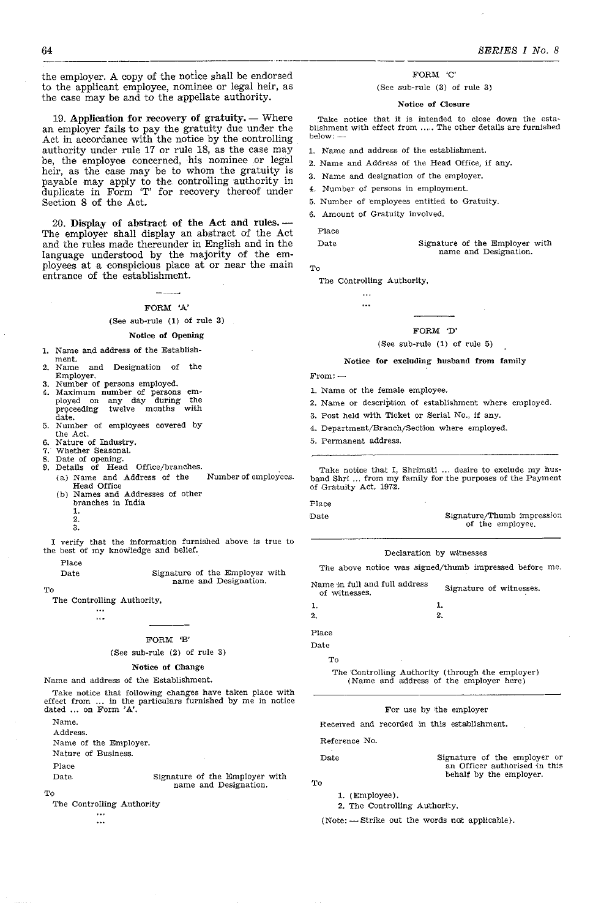the employer. A copy of the notice shall be endorsed to the applicant employee, nominee or legal heir, as the case may be and to the appellate authority.

19. **Application for recovery of gratuity.** — Where an employer fails to pay the gratuity due under the Act in accordance with the notice by the controlling authority under rule 17 or rule 18, as the case may be, the employee concerned, his nominee or legal heir, as the case may be to whom the gratuity is payable may apply to the controlling authority in duplicate in Form 'T' for recovery thereof under Section 8 of the Act.

20. **Display of abstract of the Act and rules.** — The employer shall display an abstract of the Act and the rules made thereunder in English and in the language understood by the majority of the employees at a conspicuous place at or near the main entrance of the establishment.

---

### FORM 'A'

(See sub-rule (1) of rule 3)

**Notice of Opening**

1. Name and address of the Establishment.
2. Name and Designation of the Employer.
3. Number of persons employed.
4. Maximum number of persons employed on any day during the proceeding twelve months with date.
5. Number of employees covered by the Act.
6. Nature of Industry.
7. Whether Seasonal.
8. Date of opening.
9. Details of Head Office/branches.
   (a) Name and Address of the Head Office — Number of employees.
   (b) Names and Addresses of other branches in India
      1.
      2.
      3.

I verify that the information furnished above is true to the best of my knowledge and belief.

Place

Date — Signature of the Employer with name and Designation.

To

The Controlling Authority,

...

...

---

### FORM 'B'

(See sub-rule (2) of rule 3)

**Notice of Change**

Name and address of the Establishment.

Take notice that following changes have taken place with effect from ... in the particulars furnished by me in notice dated ... on Form 'A'.

Name.

Address.

Name of the Employer.

Nature of Business.

Place

Date — Signature of the Employer with name and Designation.

To

The Controlling Authority

...

...

### FORM 'C'

(See sub-rule (3) of rule 3)

**Notice of Closure**

Take notice that it is intended to close down the establishment with effect from .... The other details are furnished below: —

1. Name and address of the establishment.
2. Name and Address of the Head Office, if any.
3. Name and designation of the employer.
4. Number of persons in employment.
5. Number of employees entitled to Gratuity.
6. Amount of Gratuity involved.

Place

Date — Signature of the Employer with name and Designation.

To

The Controlling Authority,

...

...

---

### FORM 'D'

(See sub-rule (1) of rule 5)

**Notice for excluding husband from family**

From: —

1. Name of the female employee.
2. Name or description of establishment where employed.
3. Post held with Ticket or Serial No., if any.
4. Department/Branch/Section where employed.
5. Permanent address.

---

Take notice that I, Shrimati ... desire to exclude my husband Shri ... from my family for the purposes of the Payment of Gratuity Act, 1972.

Place

Date — Signature/Thumb impression of the employee.

---

Declaration by witnesses

The above notice was signed/thumb impressed before me.

| Name in full and full address of witnesses. | Signature of witnesses. |
|---|---|
| 1. | 1. |
| 2. | 2. |

Place

Date

To

The Controlling Authority (through the employer)
(Name and address of the employer here)

---

For use by the employer

Received and recorded in this establishment.

Reference No.

Date — Signature of the employer or an Officer authorised in this behalf by the employer.

To

1. (Employee).
2. The Controlling Authority.

(Note: — Strike out the words not applicable).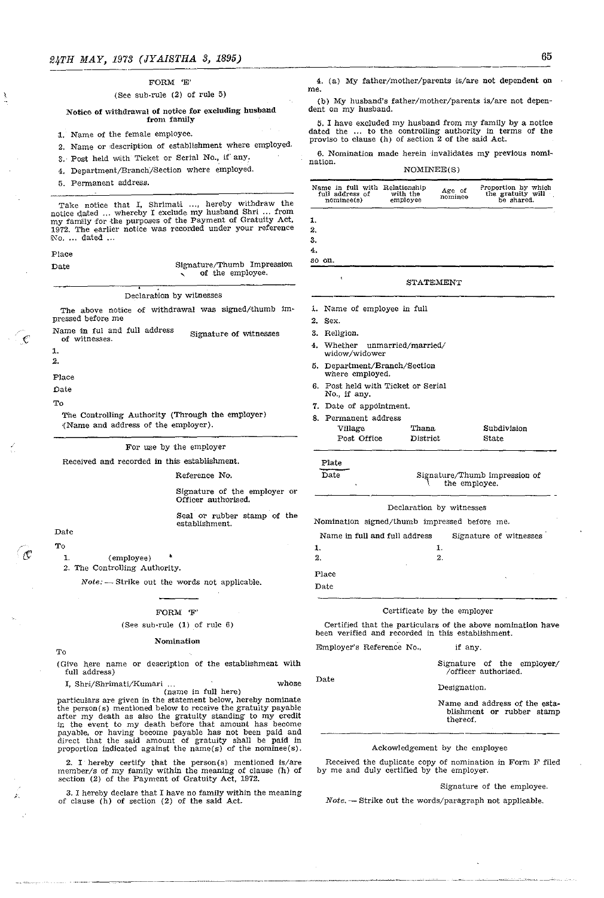FORM 'E'

(See sub-rule (2) of rule 5)

**Notice of withdrawal of notice for excluding husband from family**

1. Name of the female employee.
2. Name or description of establishment where employed.
3. Post held with Ticket or Serial No., if any.
4. Department/Branch/Section where employed.
5. Permanent address.

Take notice that I, Shrimati ..., hereby withdraw the notice dated ... whereby I exclude my husband Shri ... from my family for the purposes of the Payment of Gratuity Act, 1972. The earlier notice was recorded under your reference No. ... dated ...

Place

Date

Signature/Thumb Impression of the employee.

Declaration by witnesses

The above notice of withdrawal was signed/thumb impressed before me

| Name in ful and full address of witnesses. | Signature of witnesses |
|---|---|
| 1. | |
| 2. | |

Place

Date

To

The Controlling Authority (Through the employer)
(Name and address of the employer).

For use by the employer

Received and recorded in this establishment.

Reference No.

Signature of the employer or Officer authorised.

Seal or rubber stamp of the establishment.

Date

To

1. (employee)
2. The Controlling Authority.

*Note:* — Strike out the words not applicable.

FORM 'F'

(See sub-rule (1) of rule 6)

**Nomination**

To

(Give here name or description of the establishment with full address)

I, Shri/Shrimati/Kumari ... (name in full here) whose particulars are given in the statement below, hereby nominate the person(s) mentioned below to receive the gratuity payable after my death as also the gratuity standing to my credit in the event to my death before that amount has become payable, or having become payable has not been paid and direct that the said amount of gratuity shall be paid in proportion indicated against the name(s) of the nominee(s).

2. I hereby certify that the person(s) mentioned is/are member/s of my family within the meaning of clause (h) of section (2) of the Payment of Gratuity Act, 1972.

3. I hereby declare that I have no family within the meaning of clause (h) of section (2) of the said Act.

4. (a) My father/mother/parents is/are not dependent on me.

(b) My husband's father/mother/parents is/are not dependent on my husband.

5. I have excluded my husband from my family by a notice dated the ... to the controlling authority in terms of the proviso to clause (h) of section 2 of the said Act.

6. Nomination made herein invalidates my previous nomination.

NOMINEE(S)

| Name in full with full address of nominee(s) | Relationship with the employee | Age of nominee | Proportion by which the gratuity will be shared. |
|---|---|---|---|
| 1. | | | |
| 2. | | | |
| 3. | | | |
| 4. | | | |
| so on. | | | |

STATEMENT

1. Name of employee in full
2. Sex.
3. Religion.
4. Whether unmarried/married/widow/widower
5. Department/Branch/Section where employed.
6. Post held with Ticket or Serial No., if any.
7. Date of appointment.
8. Permanent address

| Village | Thana | Subdivision |
|---|---|---|
| Post Office | District | State |

Place

Date

Signature/Thumb Impression of the employee.

Declaration by witnesses

Nomination signed/thumb impressed before me.

| Name in full and full address | Signature of witnesses |
|---|---|
| 1. | 1. |
| 2. | 2. |

Place

Date

Certificate by the employer

Certified that the particulars of the above nomination have been verified and recorded in this establishment.

Employer's Reference No., if any.

Signature of the employer/ /officer authorised.

Date

Designation.

Name and address of the establishment or rubber stamp thereof.

Ackowledgement by the employee

Received the duplicate copy of nomination in Form F filed by me and duly certified by the employer.

Signature of the employee.

*Note.* — Strike out the words/paragraph not applicable.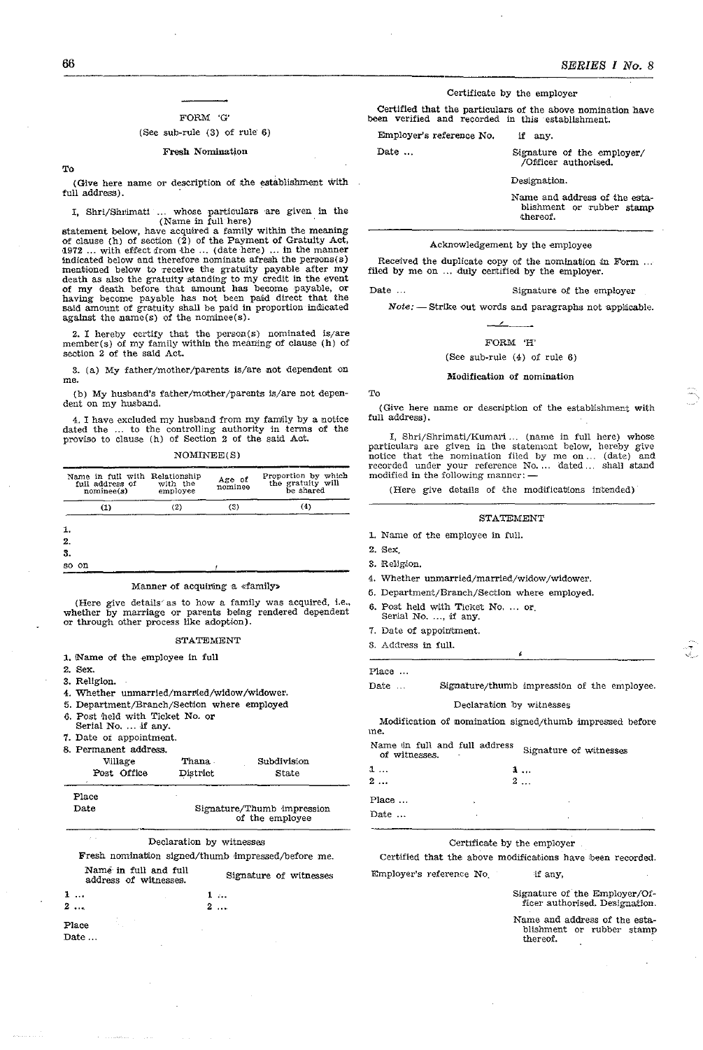## FORM 'G'

(See sub-rule (3) of rule 6)

### Fresh Nomination

To

(Give here name or description of the establishment with full address).

I, Shri/Shrimati ... whose particulars are given in the (Name in full here) statement below, have acquired a family within the meaning of clause (h) of section (2) of the Payment of Gratuity Act, 1972 ... with effect from the ... (date here) ... in the manner indicated below and therefore nominate afresh the persons(s) mentioned below to receive the gratuity payable after my death as also the gratuity standing to my credit in the event of my death before that amount has become payable, or having become payable has not been paid direct that the said amount of gratuity shall be paid in proportion indicated against the name(s) of the nominee(s).

2. I hereby certify that the person(s) nominated is/are member(s) of my family within the meaning of clause (h) of section 2 of the said Act.

3. (a) My father/mother/parents is/are not dependent on me.

(b) My husband's father/mother/parents is/are not dependent on my husband.

4. I have excluded my husband from my family by a notice dated the ... to the controlling authority in terms of the proviso to clause (h) of Section 2 of the said Act.

NOMINEE(S)

| Name in full with full address of nominee(s) | Relationship with the employee | Age of nominee | Proportion by which the gratuity will be shared |
|---|---|---|---|
| (1) | (2) | (3) | (4) |
| 1. | | | |
| 2. | | | |
| 3. | | | |
| so on | | | |

Manner of acquiring a «family»

(Here give details as to how a family was acquired, i.e., whether by marriage or parents being rendered dependent or through other process like adoption).

STATEMENT

1. Name of the employee in full
2. Sex.
3. Religion.
4. Whether unmarried/married/widow/widower.
5. Department/Branch/Section where employed
6. Post held with Ticket No. or Serial No. ... if any.
7. Date of appointment.
8. Permanent address.

| Village | Thana | Subdivision |
|---|---|---|
| Post Office | District | State |

Place

Date — Signature/Thumb impression of the employee

Declaration by witnesses

Fresh nomination signed/thumb impressed/before me.

| Name in full and full address of witnesses. | Signature of witnesses |
|---|---|
| 1 ... | 1 ... |
| 2 ... | 2 ... |

Place

Date ...

Certificate by the employer

Certified that the particulars of the above nomination have been verified and recorded in this establishment.

Employer's reference No. if any.

Date ... — Signature of the employer/ /Officer authorised.

Designation.

Name and address of the establishment or rubber stamp thereof.

Acknowledgement by the employee

Received the duplicate copy of the nomination in Form ... filed by me on ... duly certified by the employer.

Date ... — Signature of the employer

*Note:* — Strike out words and paragraphs not applicable.

## FORM 'H'

(See sub-rule (4) of rule 6)

### Modification of nomination

To

(Give here name or description of the establishment with full address).

I, Shri/Shrimati/Kumari ... (name in full here) whose particulars are given in the statement below, hereby give notice that the nomination filed by me on ... (date) and recorded under your reference No. ... dated ... shall stand modified in the following manner: —

(Here give details of the modifications intended)

STATEMENT

1. Name of the employee in full.
2. Sex.
3. Religion.
4. Whether unmarried/married/widow/widower.
5. Department/Branch/Section where employed.
6. Post held with Ticket No. ... or Serial No. ..., if any.
7. Date of appointment.
8. Address in full.

Place ...

Date ... — Signature/thumb impression of the employee.

Declaration by witnesses

Modification of nomination signed/thumb impressed before me.

| Name in full and full address of witnesses. | Signature of witnesses |
|---|---|
| 1 ... | 1 ... |
| 2 ... | 2 ... |

Place ...

Date ...

Certificate by the employer

Certified that the above modifications have been recorded.

Employer's reference No. if any,

Signature of the Employer/Officer authorised. Designation.

Name and address of the establishment or rubber stamp thereof.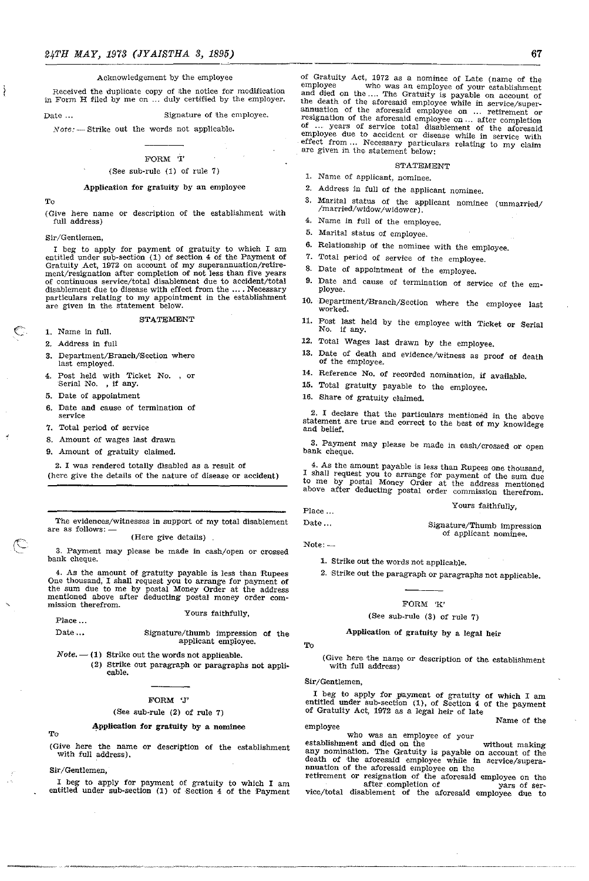Acknowledgement by the employee

Received the duplicate copy of the notice for modification in Form H filed by me on ... duly certified by the employer.

Date ... Signature of the employee.

*Note:* — Strike out the words not applicable.

---

## FORM 'I'

(See sub-rule (1) of rule 7)

### Application for gratuity by an employee

To

(Give here name or description of the establishment with full address)

Sir/Gentlemen,

I beg to apply for payment of gratuity to which I am entitled under sub-section (1) of section 4 of the Payment of Gratuity Act, 1972 on account of my superannuation/retirement/resignation after completion of not less than five years of continuous service/total disablement due to accident/total disablement due to disease with effect from the .... Necessary particulars relating to my appointment in the establishment are given in the statement below.

STATEMENT

1. Name in full.
2. Address in full
3. Department/Branch/Section where last employed.
4. Post held with Ticket No. , or Serial No. , if any.
5. Date of appointment
6. Date and cause of termination of service
7. Total period of service
8. Amount of wages last drawn
9. Amount of gratuity claimed.

2. I was rendered totally disabled as a result of (here give the details of the nature of disease or accident)

---

The evidences/witnesses in support of my total disablement are as follows: —

(Here give details)

3. Payment may please be made in cash/open or crossed bank cheque.

4. As the amount of gratuity payable is less than Rupees One thousand, I shall request you to arrange for payment of the sum due to me by postal Money Order at the address mentioned above after deducting postal money order commission therefrom.

Yours faithfully,

Place ...

Date ... Signature/thumb impression of the applicant employee.

*Note.* — (1) Strike out the words not applicable.
(2) Strike out paragraph or paragraphs not applicable.

---

## FORM 'J'

(See sub-rule (2) of rule 7)

### Application for gratuity by a nominee

To

(Give here the name or description of the establishment with full address).

Sir/Gentlemen,

I beg to apply for payment of gratuity to which I am entitled under sub-section (1) of Section 4 of the Payment of Gratuity Act, 1972 as a nominee of Late (name of the employee who was an employee of your establishment and died on the .... The Gratuity is payable on account of the death of the aforesaid employee while in service/superannuation of the aforesaid employee on ... retirement or resignation of the aforesaid employee on ... after completion of ... years of service total disablement of the aforesaid employee due to accident or disease while in service with effect from ... Necessary particulars relating to my claim are given in the statement below:

STATEMENT

1. Name of applicant, nominee.
2. Address in full of the applicant nominee.
3. Marital status of the applicant nominee (unmarried/ /married/widow/widower).
4. Name in full of the employee.
5. Marital status of employee.
6. Relationship of the nominee with the employee.
7. Total period of service of the employee.
8. Date of appointment of the employee.
9. Date and cause of termination of service of the employee.
10. Department/Branch/Section where the employee last worked.
11. Post last held by the employee with Ticket or Serial No. if any.
12. Total Wages last drawn by the employee.
13. Date of death and evidence/witness as proof of death of the employee.
14. Reference No. of recorded nomination, if available.
15. Total gratuity payable to the employee.
16. Share of gratuity claimed.

2. I declare that the particulars mentioned in the above statement are true and correct to the best of my knowledge and belief.

3. Payment may please be made in cash/crossed or open bank cheque.

4. As the amount payable is less than Rupees one thousand, I shall request you to arrange for payment of the sum due to me by postal Money Order at the address mentioned above after deducting postal order commission therefrom.

Yours faithfully,

Place ...

Date ... Signature/Thumb impression of applicant nominee.

Note: —

1. Strike out the words not applicable.
2. Strike out the paragraph or paragraphs not applicable.

---

## FORM 'K'

(See sub-rule (3) of rule 7)

### Application of gratuity by a legal heir

To

(Give here the name or description of the establishment with full address)

Sir/Gentlemen,

I beg to apply for payment of gratuity of which I am entitled under sub-section (1), of Section 4 of the payment of Gratuity Act, 1972 as a legal heir of late Name of the employee who was an employee of your establishment and died on the without making any nomination. The Gratuity is payable on account of the death of the aforesaid employee while in service/superannuation of the aforesaid employee on the retirement or resignation of the aforesaid employee on the after completion of yars of service/total disablement of the aforesaid employee due to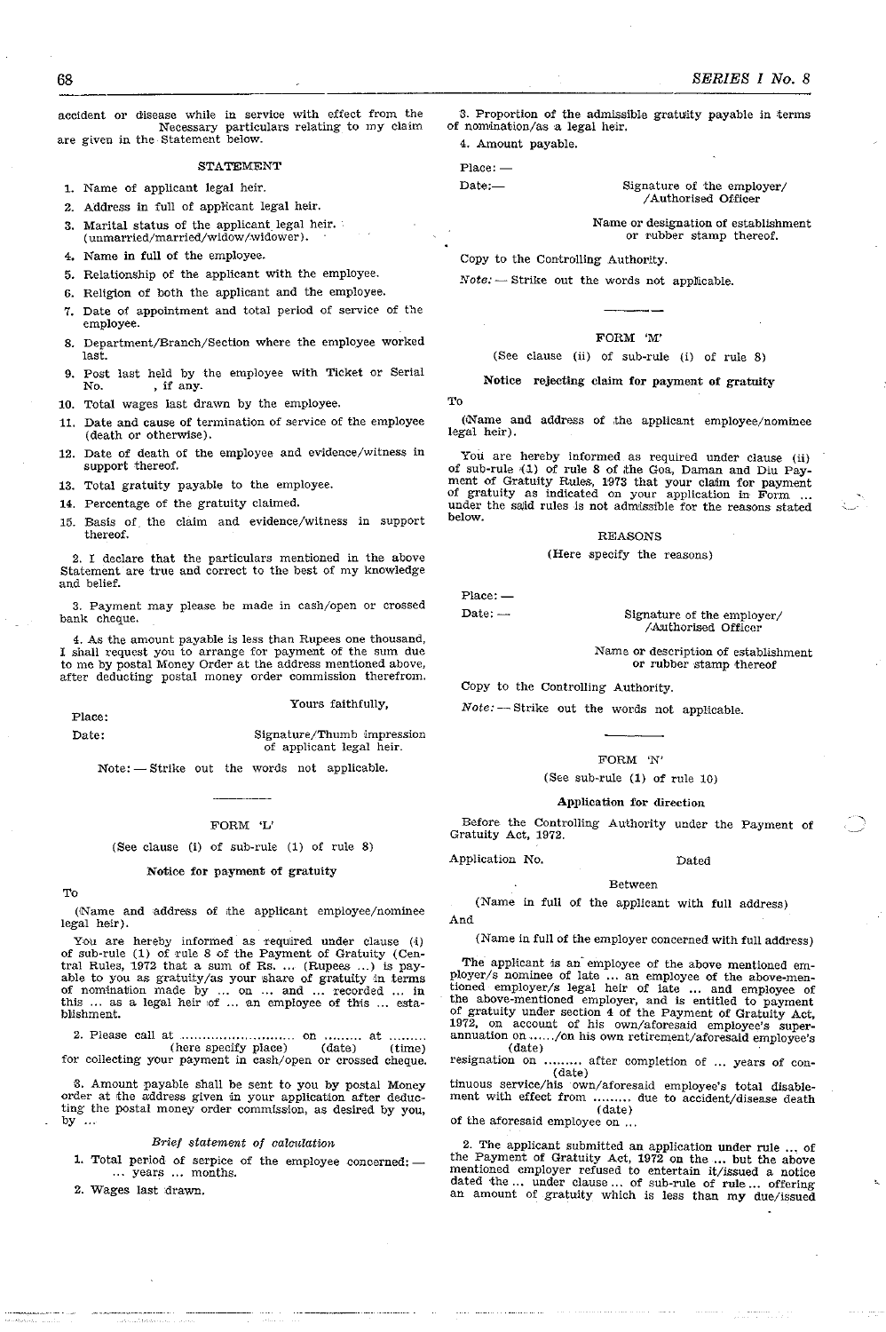accident or disease while in service with effect from the Necessary particulars relating to my claim are given in the Statement below.

STATEMENT

1. Name of applicant legal heir.
2. Address in full of applicant legal heir.
3. Marital status of the applicant legal heir. (unmarried/married/widow/widower).
4. Name in full of the employee.
5. Relationship of the applicant with the employee.
6. Religion of both the applicant and the employee.
7. Date of appointment and total period of service of the employee.
8. Department/Branch/Section where the employee worked last.
9. Post last held by the employee with Ticket or Serial No. , if any.
10. Total wages last drawn by the employee.
11. Date and cause of termination of service of the employee (death or otherwise).
12. Date of death of the employee and evidence/witness in support thereof.
13. Total gratuity payable to the employee.
14. Percentage of the gratuity claimed.
15. Basis of the claim and evidence/witness in support thereof.

2. I declare that the particulars mentioned in the above Statement are true and correct to the best of my knowledge and belief.

3. Payment may please be made in cash/open or crossed bank cheque.

4. As the amount payable is less than Rupees one thousand, I shall request you to arrange for payment of the sum due to me by postal Money Order at the address mentioned above, after deducting postal money order commission therefrom.

Yours faithfully,

Place:

Date: Signature/Thumb impression of applicant legal heir.

Note: — Strike out the words not applicable.

---

FORM 'L'

(See clause (i) of sub-rule (1) of rule 8)

**Notice for payment of gratuity**

To

(Name and address of the applicant employee/nominee legal heir).

You are hereby informed as required under clause (i) of sub-rule (1) of rule 8 of the Payment of Gratuity (Central Rules, 1972 that a sum of Rs. ... (Rupees ...) is payable to you as gratuity/as your share of gratuity in terms of nomination made by ... on ... and ... recorded ... in this ... as a legal heir of ... an employee of this ... establishment.

2. Please call at .......................... on ......... at .........
(here specify place) (date) (time)
for collecting your payment in cash/open or crossed cheque.

3. Amount payable shall be sent to you by postal Money order at the address given in your application after deducting the postal money order commission, as desired by you, by ...

*Brief statement of calculation*

1. Total period of serpice of the employee concerned: — ... years ... months.
2. Wages last drawn.
3. Proportion of the admissible gratuity payable in terms of nomination/as a legal heir.
4. Amount payable.

Place: —

Date:— Signature of the employer/ /Authorised Officer

Name or designation of establishment or rubber stamp thereof.

Copy to the Controlling Authority.

*Note:* — Strike out the words not applicable.

---

FORM 'M'

(See clause (ii) of sub-rule (i) of rule 8)

**Notice rejecting claim for payment of gratuity**

To

(Name and address of the applicant employee/nominee legal heir).

You are hereby informed as required under clause (ii) of sub-rule (1) of rule 8 of the Goa, Daman and Diu Payment of Gratuity Rules, 1973 that your claim for payment of gratuity as indicated on your application in Form ... under the said rules is not admissible for the reasons stated below.

REASONS

(Here specify the reasons)

Place: —

Date: — Signature of the employer/ /Authorised Officer

Name or description of establishment or rubber stamp thereof

Copy to the Controlling Authority.

*Note:* — Strike out the words not applicable.

---

FORM 'N'

(See sub-rule (1) of rule 10)

**Application for direction**

Before the Controlling Authority under the Payment of Gratuity Act, 1972.

Application No. Dated

Between

(Name in full of the applicant with full address)

And

(Name in full of the employer concerned with full address)

The applicant is an employee of the above mentioned employer/s nominee of late ... an employee of the above-mentioned employer/s legal heir of late ... and employee of the above-mentioned employer, and is entitled to payment of gratuity under section 4 of the Payment of Gratuity Act, 1972, on account of his own/aforesaid employee's superannuation on ....../on his own retirement/aforesaid employee's
(date)
resignation on ......... after completion of ... years of con-
(date)
tinuous service/his own/aforesaid employee's total disablement with effect from ........ due to accident/disease death
(date)
of the aforesaid employee on ...

2. The applicant submitted an application under rule ... of the Payment of Gratuity Act, 1972 on the ... but the above mentioned employer refused to entertain it/issued a notice dated the ... under clause ... of sub-rule of rule ... offering an amount of gratuity which is less than my due/issued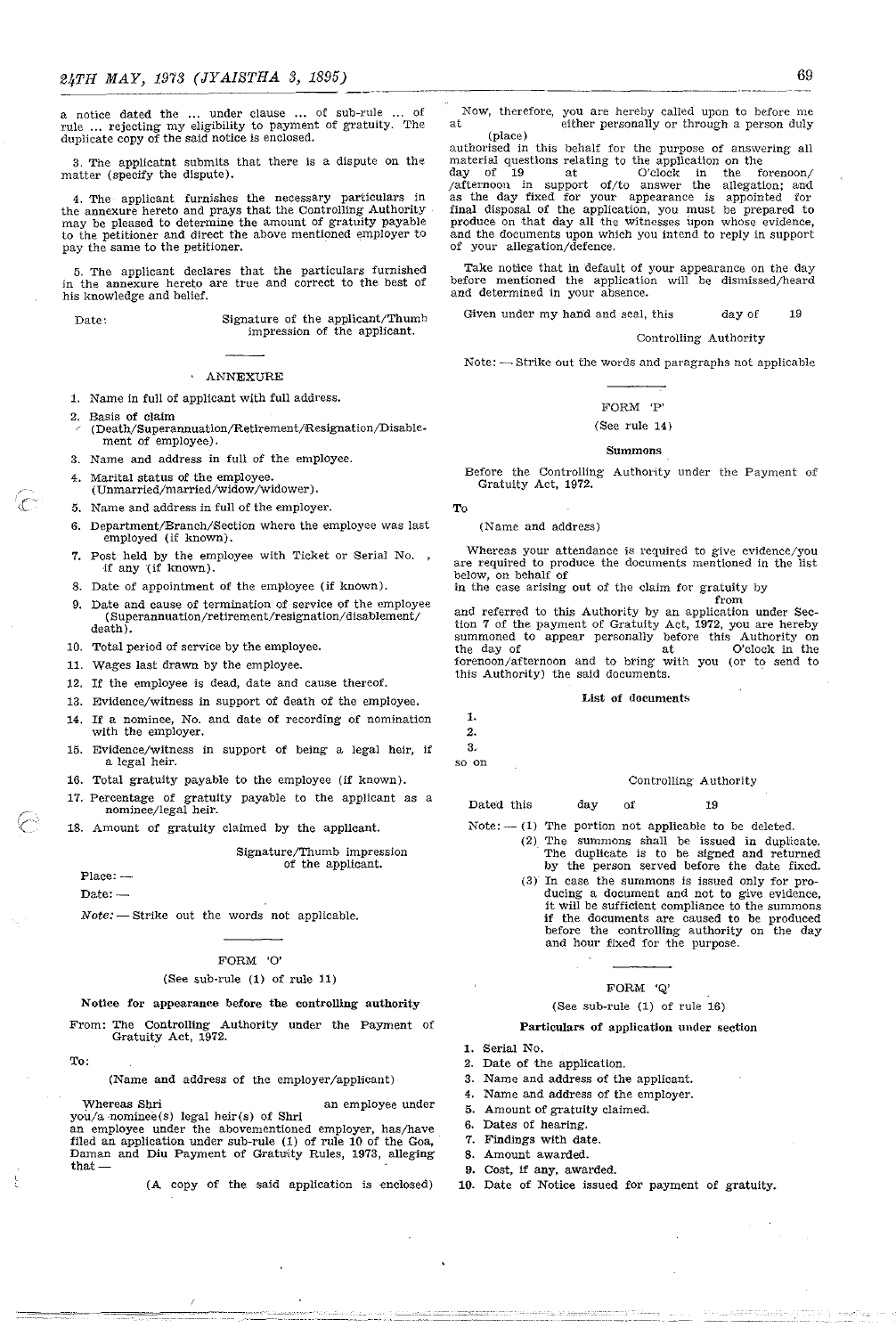a notice dated the ... under clause ... of sub-rule ... of rule ... rejecting my eligibility to payment of gratuity. The duplicate copy of the said notice is enclosed.

3. The applicatnt submits that there is a dispute on the matter (specify the dispute).

4. The applicant furnishes the necessary particulars in the annexure hereto and prays that the Controlling Authority may be pleased to determine the amount of gratuity payable to the petitioner and direct the above mentioned employer to pay the same to the petitioner.

5. The applicant declares that the particulars furnished in the annexure hereto are true and correct to the best of his knowledge and belief.

Date: Signature of the applicant/Thumb impression of the applicant.

ANNEXURE

1. Name in full of applicant with full address.
2. Basis of claim (Death/Superannuation/Retirement/Resignation/Disablement of employee).
3. Name and address in full of the employee.
4. Marital status of the employee. (Unmarried/married/widow/widower).
5. Name and address in full of the employer.
6. Department/Branch/Section where the employee was last employed (if known).
7. Post held by the employee with Ticket or Serial No. , if any (if known).
8. Date of appointment of the employee (if known).
9. Date and cause of termination of service of the employee (Superannuation/retirement/resignation/disablement/death).
10. Total period of service by the employee.
11. Wages last drawn by the employee.
12. If the employee is dead, date and cause thereof.
13. Evidence/witness in support of death of the employee.
14. If a nominee, No. and date of recording of nomination with the employer.
15. Evidence/witness in support of being a legal heir, if a legal heir.
16. Total gratuity payable to the employee (if known).
17. Percentage of gratuity payable to the applicant as a nominee/legal heir.
18. Amount of gratuity claimed by the applicant.

Signature/Thumb impression of the applicant.

Place: —

Date: —

*Note:* — Strike out the words not applicable.

## FORM 'O'

(See sub-rule (1) of rule 11)

**Notice for appearance before the controlling authority**

From: The Controlling Authority under the Payment of Gratuity Act, 1972.

To:

(Name and address of the employer/applicant)

Whereas Shri an employee under you/a nominee(s) legal heir(s) of Shri an employee under the abovementioned employer, has/have filed an application under sub-rule (1) of rule 10 of the Goa, Daman and Diu Payment of Gratuity Rules, 1973, alleging that —

(A copy of the said application is enclosed)

Now, therefore, you are hereby called upon to before me at (place) either personally or through a person duly authorised in this behalf for the purpose of answering all material questions relating to the application on the day of 19 at O'clock in the forenoon/afternoon in support of/to answer the allegation; and as the day fixed for your appearance is appointed for final disposal of the application, you must be prepared to produce on that day all the witnesses upon whose evidence, and the documents upon which you intend to reply in support of your allegation/defence.

Take notice that in default of your appearance on the day before mentioned the application will be dismissed/heard and determined in your absence.

Given under my hand and seal, this day of 19

Controlling Authority

Note: — Strike out the words and paragraphs not applicable

## FORM 'P'

(See rule 14)

**Summons**

Before the Controlling Authority under the Payment of Gratuity Act, 1972.

To

(Name and address)

Whereas your attendance is required to give evidence/you are required to produce the documents mentioned in the list below, on behalf of in the case arising out of the claim for gratuity by from and referred to this Authority by an application under Section 7 of the payment of Gratuity Act, 1972, you are hereby summoned to appear personally before this Authority on the day of at O'clock in the forenoon/afternoon and to bring with you (or to send to this Authority) the said documents.

**List of documents**

1.
2.
3.

so on

Controlling Authority

Dated this day of 19

Note: — (1) The portion not applicable to be deleted.

(2) The summons shall be issued in duplicate. The duplicate is to be signed and returned by the person served before the date fixed.

(3) In case the summons is issued only for producing a document and not to give evidence, it will be sufficient compliance to the summons if the documents are caused to be produced before the controlling authority on the day and hour fixed for the purpose.

## FORM 'Q'

(See sub-rule (1) of rule 16)

**Particulars of application under section**

1. Serial No.
2. Date of the application.
3. Name and address of the applicant.
4. Name and address of the employer.
5. Amount of gratuity claimed.
6. Dates of hearing.
7. Findings with date.
8. Amount awarded.
9. Cost, if any, awarded.
10. Date of Notice issued for payment of gratuity.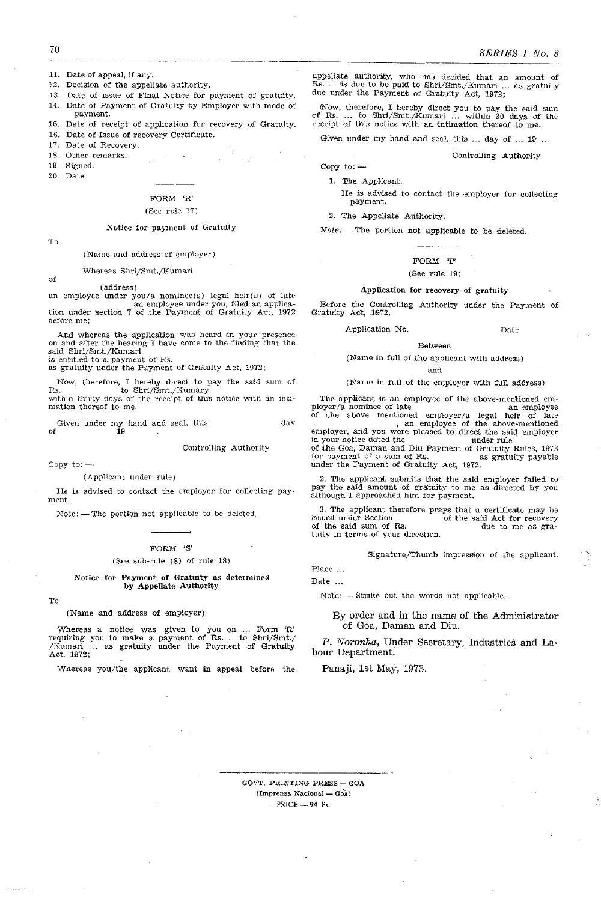11. Date of appeal, if any.
12. Decision of the appellate authority.
13. Date of issue of Final Notice for payment of gratuity.
14. Date of Payment of Gratuity by Employer with mode of payment.
15. Date of receipt of application for recovery of Gratuity.
16. Date of Issue of recovery Certificate.
17. Date of Recovery.
18. Other remarks.
19. Signed.
20. Date.

## FORM 'R'

(See rule 17)

### Notice for payment of Gratuity

To

(Name and address of employer)

Whereas Shri/Smt./Kumari

of

(address)

an employee under you/a nominee(s) legal heir(s) of late an employee under you, filed an application under section 7 of the Payment of Gratuity Act, 1972 before me;

And whereas the application was heard in your presence on and after the hearing I have come to the finding that the said Shri/Smt./Kumari

is entitled to a payment of Rs.

as gratuity under the Payment of Gratuity Act, 1972;

Now, therefore, I hereby direct to pay the said sum of Rs. to Shri/Smt./Kumary

within thirty days of the receipt of this notice with an intimation thereof to me.

Given under my hand and seal, this day of 19 .

Controlling Authority

Copy to: —

(Applicant under rule)

He is advised to contact the employer for collecting payment.

Note: — The portion not applicable to be deleted.

## FORM 'S'

(See sub-rule (8) of rule 18)

### Notice for Payment of Gratuity as determined by Appellate Authority

To

(Name and address of employer)

Whereas a notice was given to you on ... Form 'R' requiring you to make a payment of Rs. ... to Shri/Smt./ /Kumari ... as gratuity under the Payment of Gratuity Act, 1972;

Whereas you/the applicant want in appeal before the appellate authority, who has decided that an amount of Rs. ... is due to be paid to Shri/Smt./Kumari ... as gratuity due under the Payment of Gratuity Act, 1972;

Now, therefore, I hereby direct you to pay the said sum of Rs. ..., to Shri/Smt./Kumari ... within 30 days of the receipt of this notice with an intimation thereof to me.

Given under my hand and seal, this ... day of ... 19 ...

Controlling Authority

Copy to: —

1. The Applicant.

   He is advised to contact the employer for collecting payment.

2. The Appellate Authority.

*Note:* — The portion not applicable to be deleted.

## FORM 'T'

(See rule 19)

### Application for recovery of gratuity

Before the Controlling Authority under the Payment of Gratuity Act, 1972.

Application No. Date

Between

(Name in full of the applicant with address)

and

(Name in full of the employer with full address)

The applicant is an employee of the above-mentioned employer/a nominee of late an employee of the above mentioned employer/a legal heir of late , an employee of the above-mentioned employer, and you were pleased to direct the said employer in your notice dated the under rule of the Goa, Daman and Diu Payment of Gratuity Rules, 1973 for payment of a sum of Rs. as gratuity payable under the Payment of Gratuity Act, 1972.

2. The applicant submits that the said employer failed to pay the said amount of gratuity to me as directed by you although I approached him for payment.

3. The applicant therefore prays that a certificate may be issued under Section of the said Act for recovery of the said sum of Rs. due to me as gratuity in terms of your direction.

Signature/Thumb impression of the applicant.

Place ...

Date ...

Note: — Strike out the words not applicable.

By order and in the name of the Administrator of Goa, Daman and Diu.

*P. Noronha,* Under Secretary, Industries and Labour Department.

Panaji, 1st May, 1973.

GOVT. PRINTING PRESS — GOA
(Imprensa Nacional — Goa)
PRICE — 94 Ps.